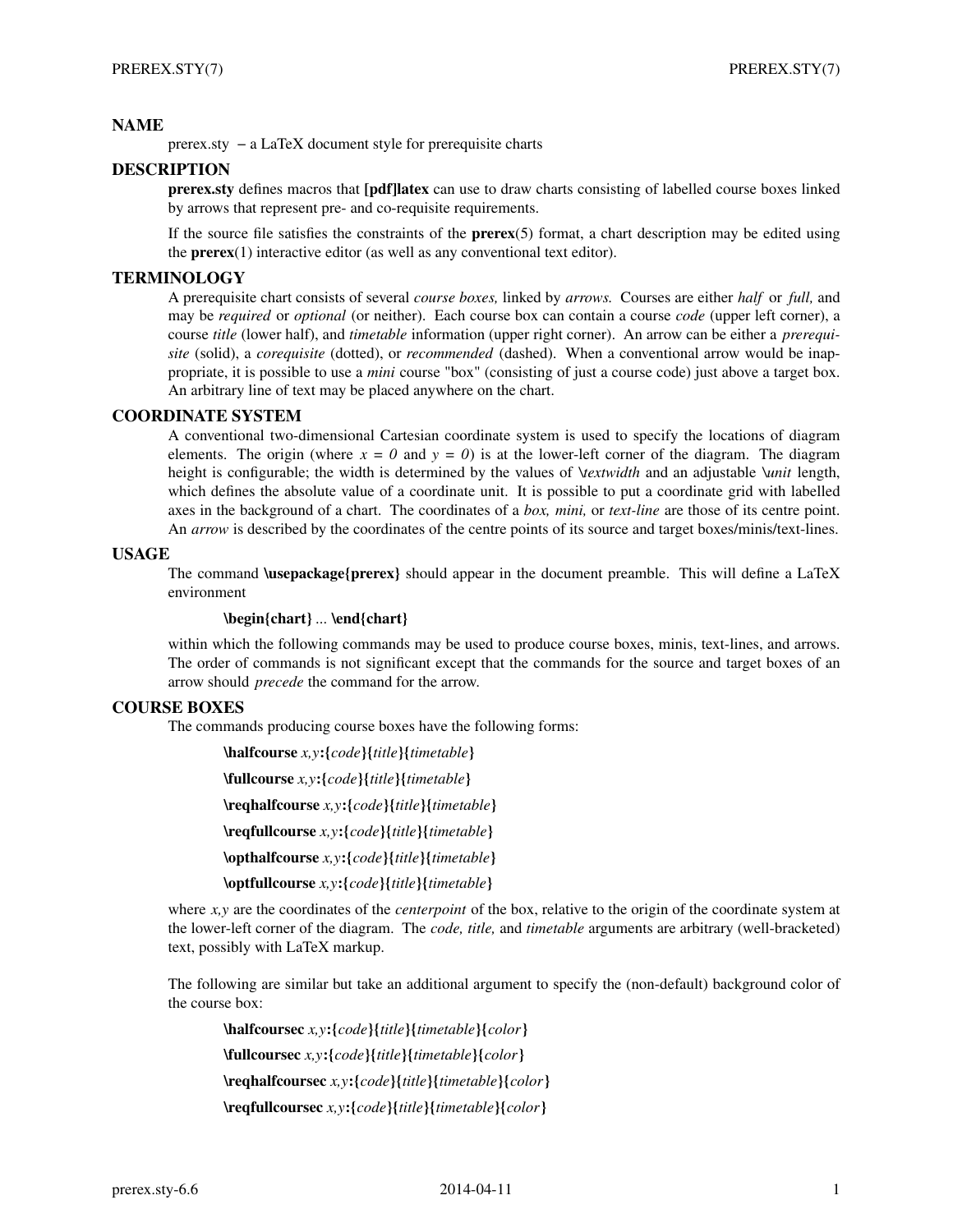## NAME

prerex.sty – a LaTeX document style for prerequisite charts

## DESCRIPTION

**prerex.sty** defines macros that **[pdf]latex** can use to draw charts consisting of labelled course boxes linked by arrows that represent pre- and co-requisite requirements.

If the source file satisfies the constraints of the **prerex**(5) format, a chart description may be edited using the **prerex**(1) interactive editor (as well as any conventional text editor).

## TERMINOLOGY

A prerequisite chart consists of several *course boxes,* linked by *arrows.* Courses are either *half* or *full,* and may be *required* or *optional* (or neither). Each course box can contain a course *code* (upper left corner), a course *title* (lower half), and *timetable* information (upper right corner). An arrow can be either a *prerequisite* (solid), a *corequisite* (dotted), or *recommended* (dashed). When a conventional arrow would be inappropriate, it is possible to use a *mini* course "box" (consisting of just a course code) just above a target box. An arbitrary line of text may be placed anywhere on the chart.

## COORDINATE SYSTEM

A conventional two-dimensional Cartesian coordinate system is used to specify the locations of diagram elements. The origin (where *x = 0* and *y = 0*) is at the lower-left corner of the diagram. The diagram height is configurable; the width is determined by the values of *\textwidth* and an adjustable *\unit* length, which defines the absolute value of a coordinate unit. It is possible to put a coordinate grid with labelled axes in the background of a chart. The coordinates of a *box, mini,* or *text-line* are those of its centre point. An *arrow* is described by the coordinates of the centre points of its source and target boxes/minis/text-lines.

## USAGE

The command **\usepackage{prerex}** should appear in the document preamble. This will define a LaTeX environment

> **\begin{chart}** ... **\end{chart}**

within which the following commands may be used to produce course boxes, minis, text-lines, and arrows. The order of commands is not significant except that the commands for the source and target boxes of an arrow should *precede* the command for the arrow.

## COURSE BOXES

The commands producing course boxes have the following forms:

> **\halfcourse** *x,y*:{*code*}{*title*}{*timetable*}
>
> **\fullcourse** *x,y*:{*code*}{*title*}{*timetable*}
>
> **\reqhalfcourse** *x,y*:{*code*}{*title*}{*timetable*}
>
> **\reqfullcourse** *x,y*:{*code*}{*title*}{*timetable*}
>
> **\opthalfcourse** *x,y*:{*code*}{*title*}{*timetable*}
>
> **\optfullcourse** *x,y*:{*code*}{*title*}{*timetable*}

where *x,y* are the coordinates of the *centerpoint* of the box, relative to the origin of the coordinate system at the lower-left corner of the diagram. The *code, title,* and *timetable* arguments are arbitrary (well-bracketed) text, possibly with LaTeX markup.

The following are similar but take an additional argument to specify the (non-default) background color of the course box:

> **\halfcoursec** *x,y*:{*code*}{*title*}{*timetable*}{*color*}
>
> **\fullcoursec** *x,y*:{*code*}{*title*}{*timetable*}{*color*}
>
> **\reqhalfcoursec** *x,y*:{*code*}{*title*}{*timetable*}{*color*}
>
> **\reqfullcoursec** *x,y*:{*code*}{*title*}{*timetable*}{*color*}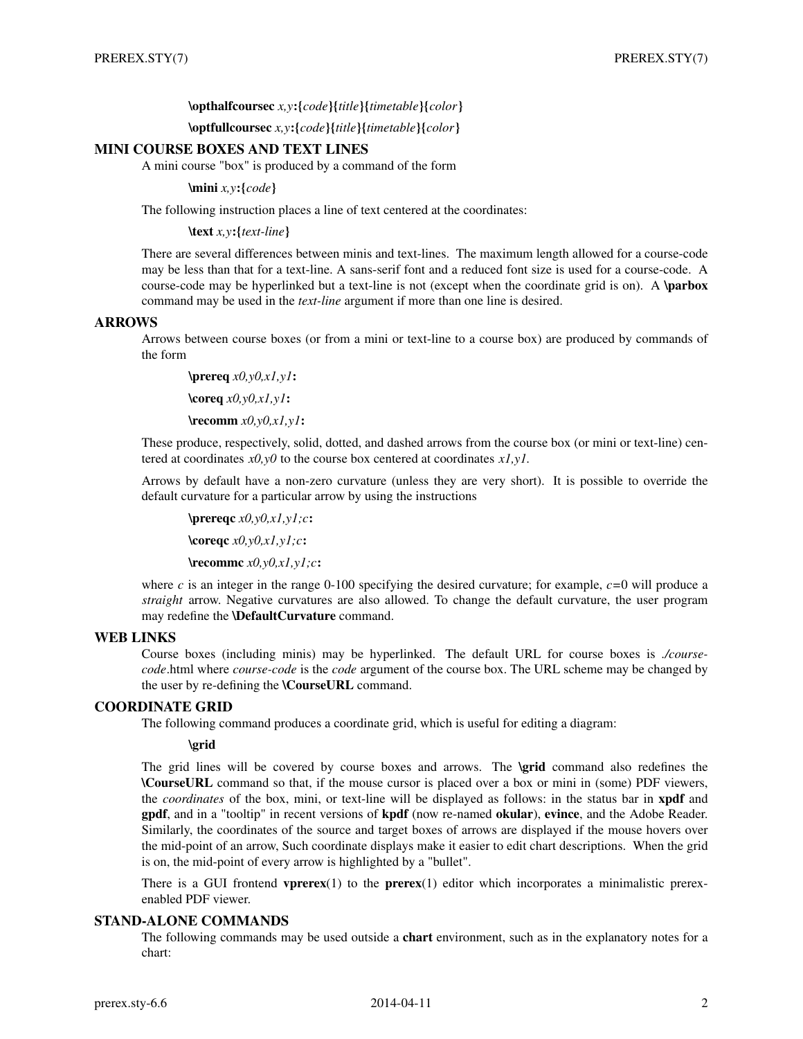**\opthalfcoursec** *x,y*:{*code*}{*title*}{*timetable*}{*color*}

**\optfullcoursec** *x,y*:{*code*}{*title*}{*timetable*}{*color*}

## MINI COURSE BOXES AND TEXT LINES

A mini course "box" is produced by a command of the form

**\mini** *x,y*:{*code*}

The following instruction places a line of text centered at the coordinates:

**\text** *x,y*:{*text-line*}

There are several differences between minis and text-lines. The maximum length allowed for a course-code may be less than that for a text-line. A sans-serif font and a reduced font size is used for a course-code. A course-code may be hyperlinked but a text-line is not (except when the coordinate grid is on). A **\parbox** command may be used in the *text-line* argument if more than one line is desired.

## ARROWS

Arrows between course boxes (or from a mini or text-line to a course box) are produced by commands of the form

**\prereq** *x0,y0,x1,y1*:

**\coreq** *x0,y0,x1,y1*:

**\recomm** *x0,y0,x1,y1*:

These produce, respectively, solid, dotted, and dashed arrows from the course box (or mini or text-line) centered at coordinates *x0,y0* to the course box centered at coordinates *x1,y1*.

Arrows by default have a non-zero curvature (unless they are very short). It is possible to override the default curvature for a particular arrow by using the instructions

**\prereqc** *x0,y0,x1,y1;c*:

**\coreqc** *x0,y0,x1,y1;c*:

**\recommc** *x0,y0,x1,y1;c*:

where *c* is an integer in the range 0-100 specifying the desired curvature; for example, *c*=0 will produce a *straight* arrow. Negative curvatures are also allowed. To change the default curvature, the user program may redefine the **\DefaultCurvature** command.

## WEB LINKS

Course boxes (including minis) may be hyperlinked. The default URL for course boxes is *./course-code*.html where *course-code* is the *code* argument of the course box. The URL scheme may be changed by the user by re-defining the **\CourseURL** command.

## COORDINATE GRID

The following command produces a coordinate grid, which is useful for editing a diagram:

**\grid**

The grid lines will be covered by course boxes and arrows. The **\grid** command also redefines the **\CourseURL** command so that, if the mouse cursor is placed over a box or mini in (some) PDF viewers, the *coordinates* of the box, mini, or text-line will be displayed as follows: in the status bar in **xpdf** and **gpdf**, and in a "tooltip" in recent versions of **kpdf** (now re-named **okular**), **evince**, and the Adobe Reader. Similarly, the coordinates of the source and target boxes of arrows are displayed if the mouse hovers over the mid-point of an arrow, Such coordinate displays make it easier to edit chart descriptions. When the grid is on, the mid-point of every arrow is highlighted by a "bullet".

There is a GUI frontend **vprerex**(1) to the **prerex**(1) editor which incorporates a minimalistic prerex-enabled PDF viewer.

## STAND-ALONE COMMANDS

The following commands may be used outside a **chart** environment, such as in the explanatory notes for a chart: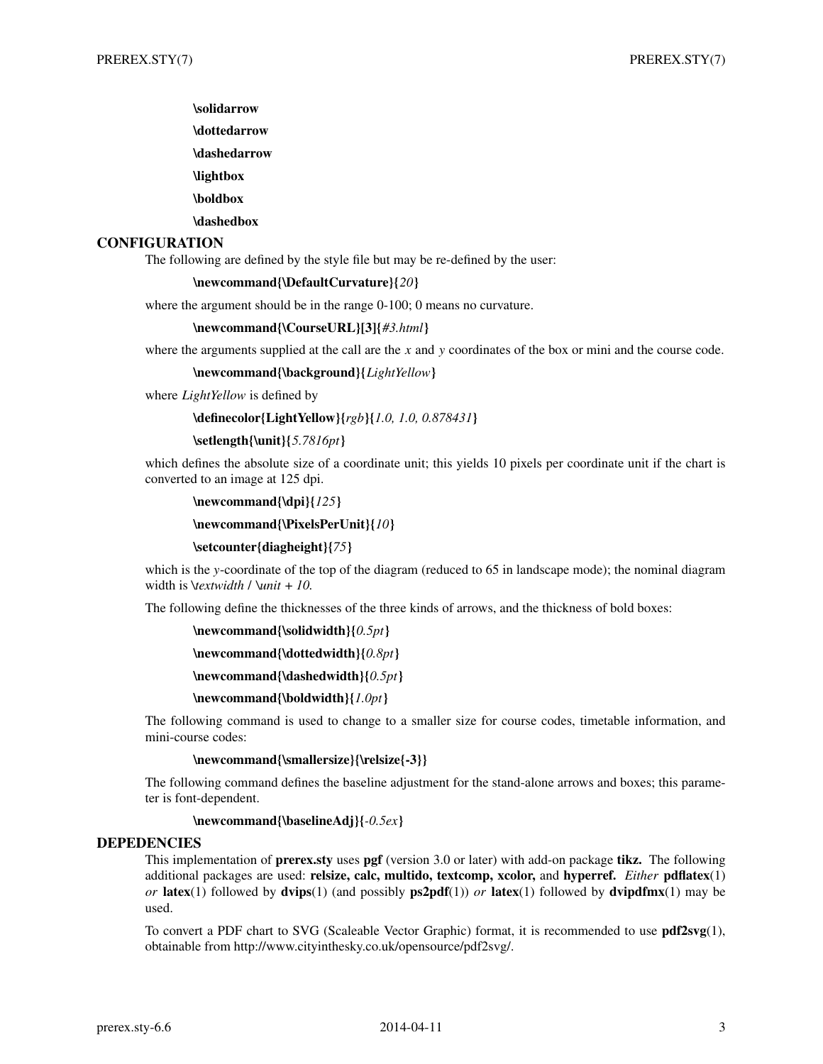**\solidarrow**

**\dottedarrow**

**\dashedarrow**

**\lightbox**

**\boldbox**

**\dashedbox**

## CONFIGURATION

The following are defined by the style file but may be re-defined by the user:

**\newcommand{\DefaultCurvature}{***20***}**

where the argument should be in the range 0-100; 0 means no curvature.

**\newcommand{\CourseURL}[3]{***#3.html***}**

where the arguments supplied at the call are the *x* and *y* coordinates of the box or mini and the course code.

**\newcommand{\background}{***LightYellow***}**

where *LightYellow* is defined by

**\definecolor{LightYellow}{***rgb***}{***1.0, 1.0, 0.878431***}**

**\setlength{\unit}{***5.7816pt***}**

which defines the absolute size of a coordinate unit; this yields 10 pixels per coordinate unit if the chart is converted to an image at 125 dpi.

**\newcommand{\dpi}{***125***}**

**\newcommand{\PixelsPerUnit}{***10***}**

**\setcounter{diagheight}{***75***}**

which is the *y*-coordinate of the top of the diagram (reduced to 65 in landscape mode); the nominal diagram width is *\textwidth / \unit + 10.*

The following define the thicknesses of the three kinds of arrows, and the thickness of bold boxes:

**\newcommand{\solidwidth}{***0.5pt***}**

**\newcommand{\dottedwidth}{***0.8pt***}**

**\newcommand{\dashedwidth}{***0.5pt***}**

**\newcommand{\boldwidth}{***1.0pt***}**

The following command is used to change to a smaller size for course codes, timetable information, and mini-course codes:

**\newcommand{\smallersize}{\relsize{-3}}**

The following command defines the baseline adjustment for the stand-alone arrows and boxes; this parameter is font-dependent.

**\newcommand{\baselineAdj}{***-0.5ex***}**

## DEPEDENCIES

This implementation of **prerex.sty** uses **pgf** (version 3.0 or later) with add-on package **tikz.** The following additional packages are used: **relsize, calc, multido, textcomp, xcolor,** and **hyperref.** *Either* **pdflatex**(1) *or* **latex**(1) followed by **dvips**(1) (and possibly **ps2pdf**(1)) *or* **latex**(1) followed by **dvipdfmx**(1) may be used.

To convert a PDF chart to SVG (Scaleable Vector Graphic) format, it is recommended to use **pdf2svg**(1), obtainable from http://www.cityinthesky.co.uk/opensource/pdf2svg/.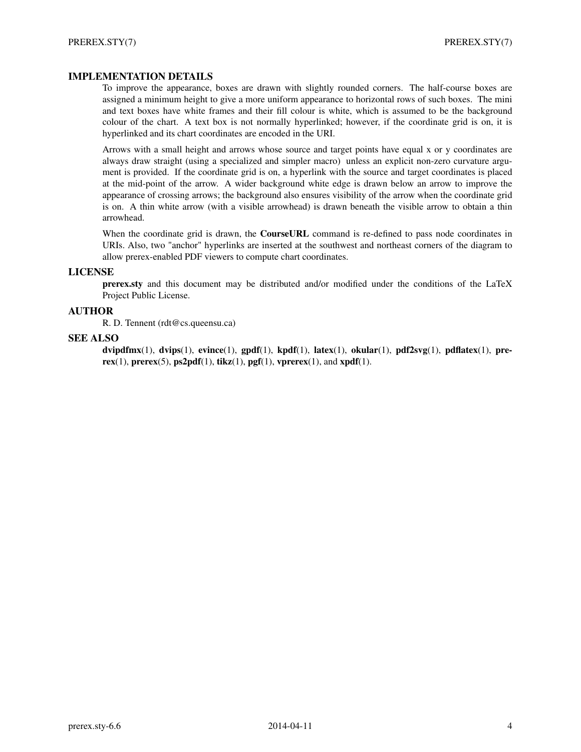## IMPLEMENTATION DETAILS

To improve the appearance, boxes are drawn with slightly rounded corners. The half-course boxes are assigned a minimum height to give a more uniform appearance to horizontal rows of such boxes. The mini and text boxes have white frames and their fill colour is white, which is assumed to be the background colour of the chart. A text box is not normally hyperlinked; however, if the coordinate grid is on, it is hyperlinked and its chart coordinates are encoded in the URI.

Arrows with a small height and arrows whose source and target points have equal x or y coordinates are always draw straight (using a specialized and simpler macro) unless an explicit non-zero curvature argument is provided. If the coordinate grid is on, a hyperlink with the source and target coordinates is placed at the mid-point of the arrow. A wider background white edge is drawn below an arrow to improve the appearance of crossing arrows; the background also ensures visibility of the arrow when the coordinate grid is on. A thin white arrow (with a visible arrowhead) is drawn beneath the visible arrow to obtain a thin arrowhead.

When the coordinate grid is drawn, the **CourseURL** command is re-defined to pass node coordinates in URIs. Also, two "anchor" hyperlinks are inserted at the southwest and northeast corners of the diagram to allow prerex-enabled PDF viewers to compute chart coordinates.

## LICENSE

**prerex.sty** and this document may be distributed and/or modified under the conditions of the LaTeX Project Public License.

## AUTHOR

R. D. Tennent (rdt@cs.queensu.ca)

## SEE ALSO

**dvipdfmx**(1), **dvips**(1), **evince**(1), **gpdf**(1), **kpdf**(1), **latex**(1), **okular**(1), **pdf2svg**(1), **pdflatex**(1), **prerex**(1), **prerex**(5), **ps2pdf**(1), **tikz**(1), **pgf**(1), **vprerex**(1), and **xpdf**(1).